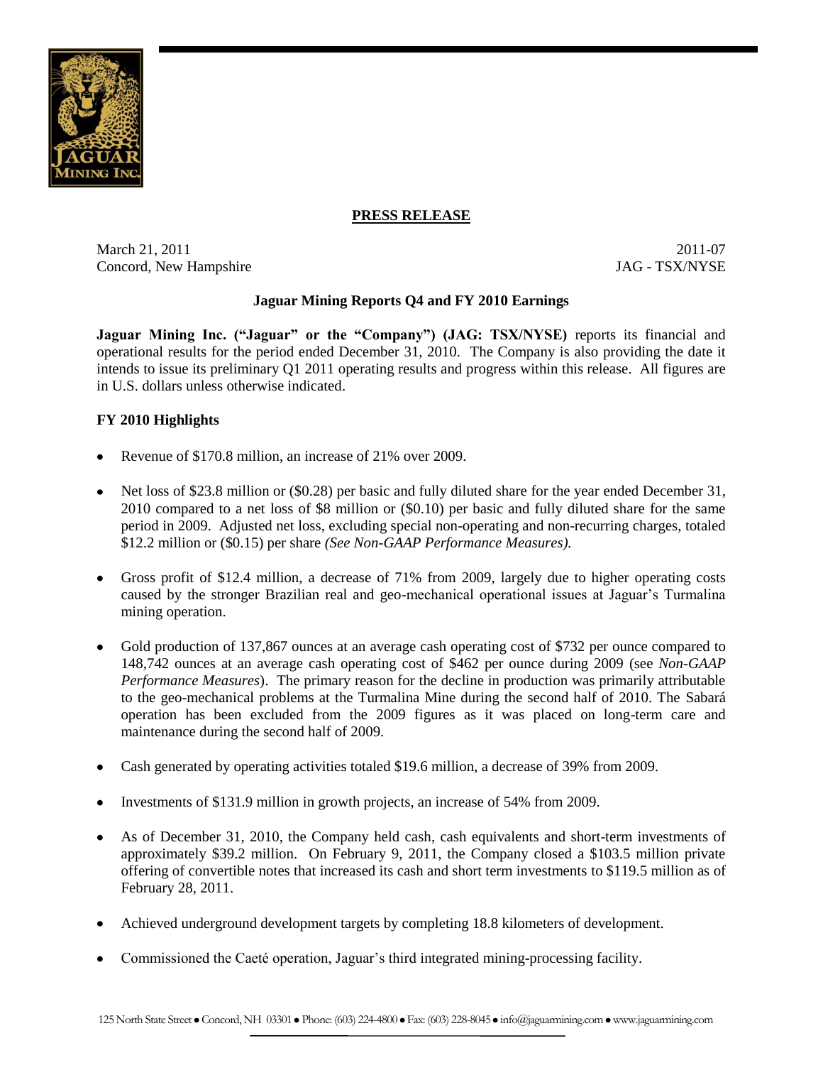**PRESS RELEASE**

March 21, 2011
Concord, New Hampshire

2011-07
JAG - TSX/NYSE

### Jaguar Mining Reports Q4 and FY 2010 Earnings

**Jaguar Mining Inc. ("Jaguar" or the "Company") (JAG: TSX/NYSE)** reports its financial and operational results for the period ended December 31, 2010. The Company is also providing the date it intends to issue its preliminary Q1 2011 operating results and progress within this release. All figures are in U.S. dollars unless otherwise indicated.

#### FY 2010 Highlights

- Revenue of $170.8 million, an increase of 21% over 2009.
- Net loss of $23.8 million or ($0.28) per basic and fully diluted share for the year ended December 31, 2010 compared to a net loss of $8 million or ($0.10) per basic and fully diluted share for the same period in 2009. Adjusted net loss, excluding special non-operating and non-recurring charges, totaled $12.2 million or ($0.15) per share *(See Non-GAAP Performance Measures).*
- Gross profit of $12.4 million, a decrease of 71% from 2009, largely due to higher operating costs caused by the stronger Brazilian real and geo-mechanical operational issues at Jaguar's Turmalina mining operation.
- Gold production of 137,867 ounces at an average cash operating cost of $732 per ounce compared to 148,742 ounces at an average cash operating cost of $462 per ounce during 2009 (see *Non-GAAP Performance Measures*). The primary reason for the decline in production was primarily attributable to the geo-mechanical problems at the Turmalina Mine during the second half of 2010. The Sabará operation has been excluded from the 2009 figures as it was placed on long-term care and maintenance during the second half of 2009.
- Cash generated by operating activities totaled $19.6 million, a decrease of 39% from 2009.
- Investments of $131.9 million in growth projects, an increase of 54% from 2009.
- As of December 31, 2010, the Company held cash, cash equivalents and short-term investments of approximately $39.2 million. On February 9, 2011, the Company closed a $103.5 million private offering of convertible notes that increased its cash and short term investments to $119.5 million as of February 28, 2011.
- Achieved underground development targets by completing 18.8 kilometers of development.
- Commissioned the Caeté operation, Jaguar's third integrated mining-processing facility.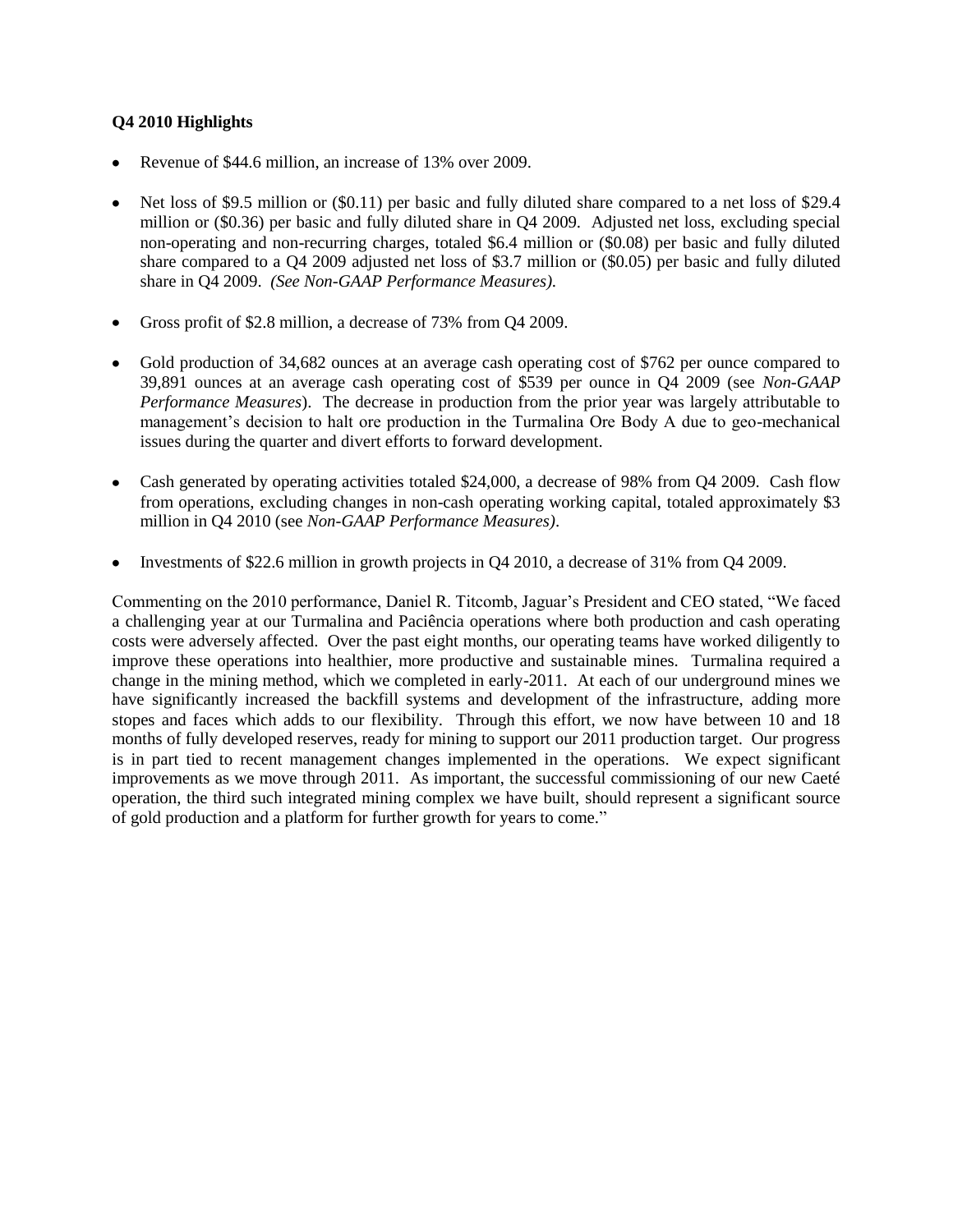**Q4 2010 Highlights**

- Revenue of $44.6 million, an increase of 13% over 2009.
- Net loss of $9.5 million or ($0.11) per basic and fully diluted share compared to a net loss of $29.4 million or ($0.36) per basic and fully diluted share in Q4 2009. Adjusted net loss, excluding special non-operating and non-recurring charges, totaled $6.4 million or ($0.08) per basic and fully diluted share compared to a Q4 2009 adjusted net loss of $3.7 million or ($0.05) per basic and fully diluted share in Q4 2009. *(See Non-GAAP Performance Measures).*
- Gross profit of $2.8 million, a decrease of 73% from Q4 2009.
- Gold production of 34,682 ounces at an average cash operating cost of $762 per ounce compared to 39,891 ounces at an average cash operating cost of $539 per ounce in Q4 2009 (see *Non-GAAP Performance Measures*). The decrease in production from the prior year was largely attributable to management's decision to halt ore production in the Turmalina Ore Body A due to geo-mechanical issues during the quarter and divert efforts to forward development.
- Cash generated by operating activities totaled $24,000, a decrease of 98% from Q4 2009. Cash flow from operations, excluding changes in non-cash operating working capital, totaled approximately $3 million in Q4 2010 (see *Non-GAAP Performance Measures)*.
- Investments of $22.6 million in growth projects in Q4 2010, a decrease of 31% from Q4 2009.

Commenting on the 2010 performance, Daniel R. Titcomb, Jaguar's President and CEO stated, "We faced a challenging year at our Turmalina and Paciência operations where both production and cash operating costs were adversely affected. Over the past eight months, our operating teams have worked diligently to improve these operations into healthier, more productive and sustainable mines. Turmalina required a change in the mining method, which we completed in early-2011. At each of our underground mines we have significantly increased the backfill systems and development of the infrastructure, adding more stopes and faces which adds to our flexibility. Through this effort, we now have between 10 and 18 months of fully developed reserves, ready for mining to support our 2011 production target. Our progress is in part tied to recent management changes implemented in the operations. We expect significant improvements as we move through 2011. As important, the successful commissioning of our new Caeté operation, the third such integrated mining complex we have built, should represent a significant source of gold production and a platform for further growth for years to come."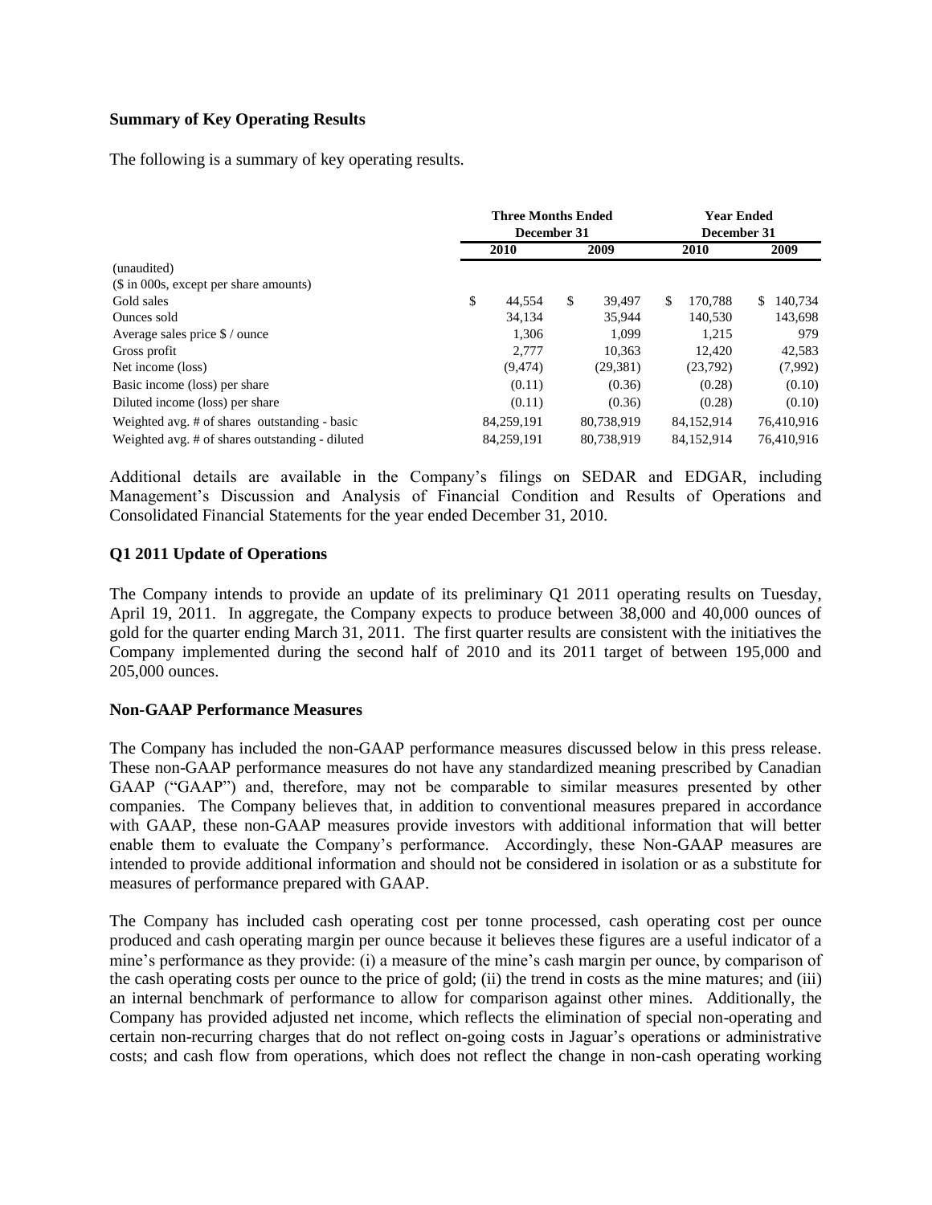**Summary of Key Operating Results**

The following is a summary of key operating results.

| | Three Months Ended December 31 | | Year Ended December 31 | |
|---|---|---|---|---|
| | 2010 | 2009 | 2010 | 2009 |
| (unaudited) | | | | |
| ($ in 000s, except per share amounts) | | | | |
| Gold sales | $ 44,554 | $ 39,497 | $ 170,788 | $ 140,734 |
| Ounces sold | 34,134 | 35,944 | 140,530 | 143,698 |
| Average sales price $ / ounce | 1,306 | 1,099 | 1,215 | 979 |
| Gross profit | 2,777 | 10,363 | 12,420 | 42,583 |
| Net income (loss) | (9,474) | (29,381) | (23,792) | (7,992) |
| Basic income (loss) per share | (0.11) | (0.36) | (0.28) | (0.10) |
| Diluted income (loss) per share | (0.11) | (0.36) | (0.28) | (0.10) |
| Weighted avg. # of shares outstanding - basic | 84,259,191 | 80,738,919 | 84,152,914 | 76,410,916 |
| Weighted avg. # of shares outstanding - diluted | 84,259,191 | 80,738,919 | 84,152,914 | 76,410,916 |

Additional details are available in the Company's filings on SEDAR and EDGAR, including Management's Discussion and Analysis of Financial Condition and Results of Operations and Consolidated Financial Statements for the year ended December 31, 2010.

**Q1 2011 Update of Operations**

The Company intends to provide an update of its preliminary Q1 2011 operating results on Tuesday, April 19, 2011. In aggregate, the Company expects to produce between 38,000 and 40,000 ounces of gold for the quarter ending March 31, 2011. The first quarter results are consistent with the initiatives the Company implemented during the second half of 2010 and its 2011 target of between 195,000 and 205,000 ounces.

**Non-GAAP Performance Measures**

The Company has included the non-GAAP performance measures discussed below in this press release. These non-GAAP performance measures do not have any standardized meaning prescribed by Canadian GAAP ("GAAP") and, therefore, may not be comparable to similar measures presented by other companies. The Company believes that, in addition to conventional measures prepared in accordance with GAAP, these non-GAAP measures provide investors with additional information that will better enable them to evaluate the Company's performance. Accordingly, these Non-GAAP measures are intended to provide additional information and should not be considered in isolation or as a substitute for measures of performance prepared with GAAP.

The Company has included cash operating cost per tonne processed, cash operating cost per ounce produced and cash operating margin per ounce because it believes these figures are a useful indicator of a mine's performance as they provide: (i) a measure of the mine's cash margin per ounce, by comparison of the cash operating costs per ounce to the price of gold; (ii) the trend in costs as the mine matures; and (iii) an internal benchmark of performance to allow for comparison against other mines. Additionally, the Company has provided adjusted net income, which reflects the elimination of special non-operating and certain non-recurring charges that do not reflect on-going costs in Jaguar's operations or administrative costs; and cash flow from operations, which does not reflect the change in non-cash operating working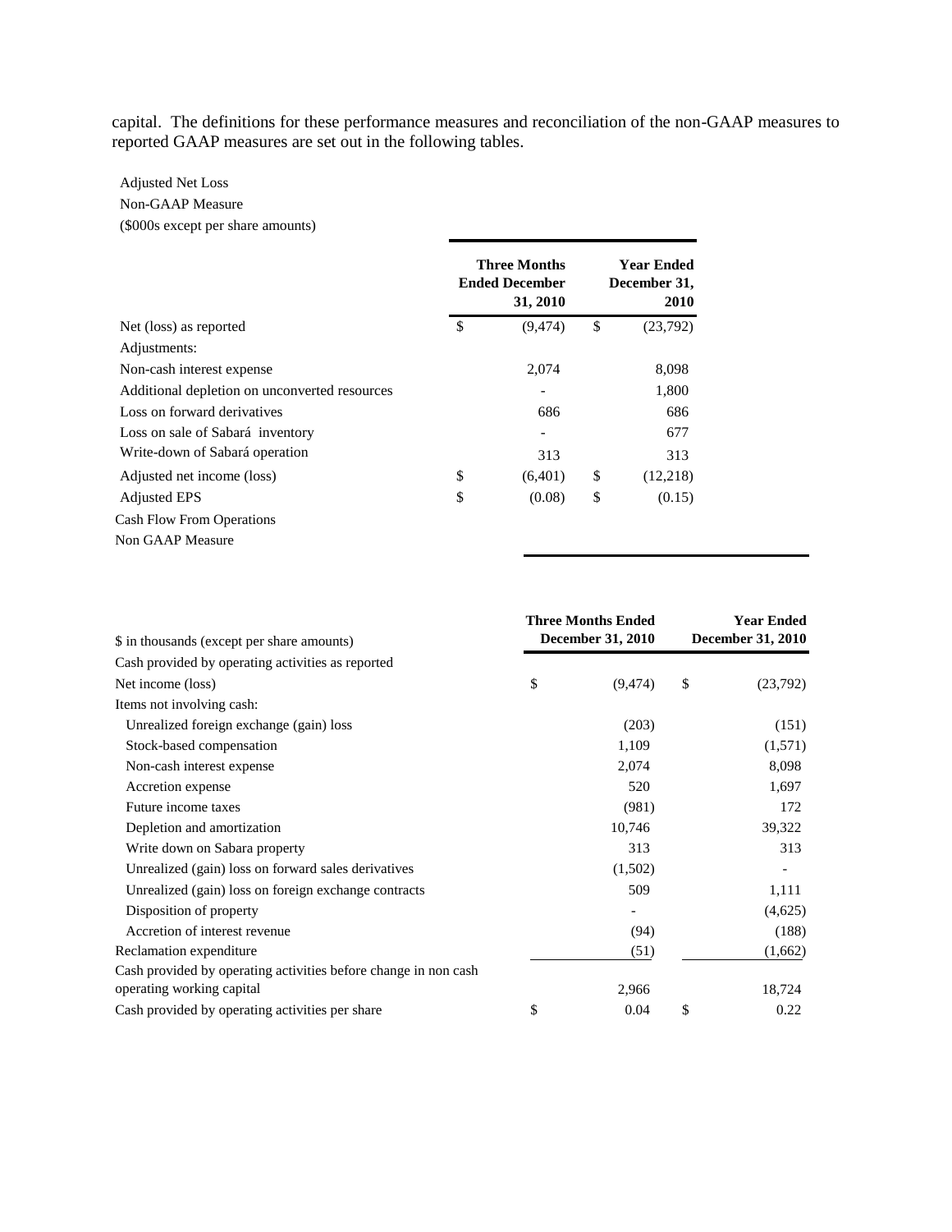capital. The definitions for these performance measures and reconciliation of the non-GAAP measures to reported GAAP measures are set out in the following tables.

Adjusted Net Loss
Non-GAAP Measure
($000s except per share amounts)

| | Three Months Ended December 31, 2010 | Year Ended December 31, 2010 |
|---|---|---|
| Net (loss) as reported | $ (9,474) | $ (23,792) |
| Adjustments: | | |
| Non-cash interest expense | 2,074 | 8,098 |
| Additional depletion on unconverted resources | - | 1,800 |
| Loss on forward derivatives | 686 | 686 |
| Loss on sale of Sabará inventory | - | 677 |
| Write-down of Sabará operation | 313 | 313 |
| Adjusted net income (loss) | $ (6,401) | $ (12,218) |
| Adjusted EPS | $ (0.08) | $ (0.15) |

Cash Flow From Operations
Non GAAP Measure

| $ in thousands (except per share amounts) | Three Months Ended December 31, 2010 | Year Ended December 31, 2010 |
|---|---|---|
| Cash provided by operating activities as reported | | |
| Net income (loss) | $ (9,474) | $ (23,792) |
| Items not involving cash: | | |
| Unrealized foreign exchange (gain) loss | (203) | (151) |
| Stock-based compensation | 1,109 | (1,571) |
| Non-cash interest expense | 2,074 | 8,098 |
| Accretion expense | 520 | 1,697 |
| Future income taxes | (981) | 172 |
| Depletion and amortization | 10,746 | 39,322 |
| Write down on Sabara property | 313 | 313 |
| Unrealized (gain) loss on forward sales derivatives | (1,502) | - |
| Unrealized (gain) loss on foreign exchange contracts | 509 | 1,111 |
| Disposition of property | - | (4,625) |
| Accretion of interest revenue | (94) | (188) |
| Reclamation expenditure | (51) | (1,662) |
| Cash provided by operating activities before change in non cash operating working capital | 2,966 | 18,724 |
| Cash provided by operating activities per share | $ 0.04 | $ 0.22 |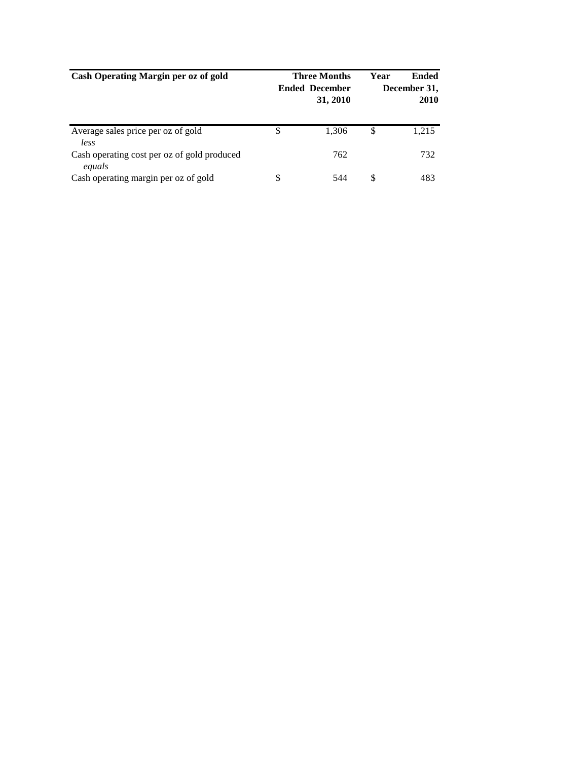| Cash Operating Margin per oz of gold | Three Months Ended December 31, 2010 | Year Ended December 31, 2010 |
| --- | --- | --- |
| Average sales price per oz of gold | $ 1,306 | $ 1,215 |
| *less* | | |
| Cash operating cost per oz of gold produced | 762 | 732 |
| *equals* | | |
| Cash operating margin per oz of gold | $ 544 | $ 483 |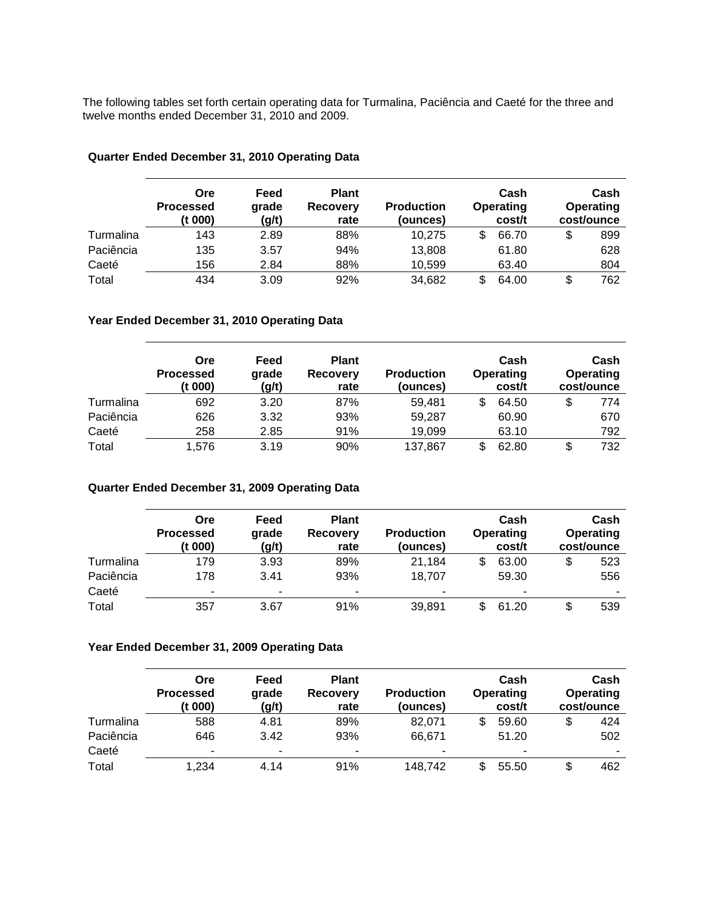The following tables set forth certain operating data for Turmalina, Paciência and Caeté for the three and twelve months ended December 31, 2010 and 2009.

**Quarter Ended December 31, 2010 Operating Data**

| | Ore Processed (t 000) | Feed grade (g/t) | Plant Recovery rate | Production (ounces) | Cash Operating cost/t | Cash Operating cost/ounce |
|---|---|---|---|---|---|---|
| Turmalina | 143 | 2.89 | 88% | 10,275 | $ 66.70 | $ 899 |
| Paciência | 135 | 3.57 | 94% | 13,808 | 61.80 | 628 |
| Caeté | 156 | 2.84 | 88% | 10,599 | 63.40 | 804 |
| Total | 434 | 3.09 | 92% | 34,682 | $ 64.00 | $ 762 |

**Year Ended December 31, 2010 Operating Data**

| | Ore Processed (t 000) | Feed grade (g/t) | Plant Recovery rate | Production (ounces) | Cash Operating cost/t | Cash Operating cost/ounce |
|---|---|---|---|---|---|---|
| Turmalina | 692 | 3.20 | 87% | 59,481 | $ 64.50 | $ 774 |
| Paciência | 626 | 3.32 | 93% | 59,287 | 60.90 | 670 |
| Caeté | 258 | 2.85 | 91% | 19,099 | 63.10 | 792 |
| Total | 1,576 | 3.19 | 90% | 137,867 | $ 62.80 | $ 732 |

**Quarter Ended December 31, 2009 Operating Data**

| | Ore Processed (t 000) | Feed grade (g/t) | Plant Recovery rate | Production (ounces) | Cash Operating cost/t | Cash Operating cost/ounce |
|---|---|---|---|---|---|---|
| Turmalina | 179 | 3.93 | 89% | 21,184 | $ 63.00 | $ 523 |
| Paciência | 178 | 3.41 | 93% | 18,707 | 59.30 | 556 |
| Caeté | - | - | - | - | - | - |
| Total | 357 | 3.67 | 91% | 39,891 | $ 61.20 | $ 539 |

**Year Ended December 31, 2009 Operating Data**

| | Ore Processed (t 000) | Feed grade (g/t) | Plant Recovery rate | Production (ounces) | Cash Operating cost/t | Cash Operating cost/ounce |
|---|---|---|---|---|---|---|
| Turmalina | 588 | 4.81 | 89% | 82,071 | $ 59.60 | $ 424 |
| Paciência | 646 | 3.42 | 93% | 66,671 | 51.20 | 502 |
| Caeté | - | - | - | - | - | - |
| Total | 1,234 | 4.14 | 91% | 148,742 | $ 55.50 | $ 462 |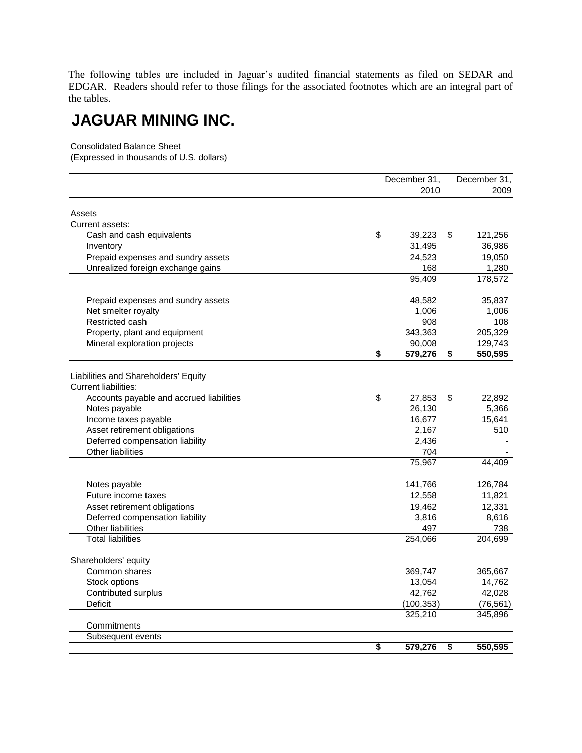The following tables are included in Jaguar's audited financial statements as filed on SEDAR and EDGAR. Readers should refer to those filings for the associated footnotes which are an integral part of the tables.

# JAGUAR MINING INC.

Consolidated Balance Sheet
(Expressed in thousands of U.S. dollars)

| | December 31, 2010 | December 31, 2009 |
|---|---|---|
| Assets | | |
| Current assets: | | |
| Cash and cash equivalents | $ 39,223 | $ 121,256 |
| Inventory | 31,495 | 36,986 |
| Prepaid expenses and sundry assets | 24,523 | 19,050 |
| Unrealized foreign exchange gains | 168 | 1,280 |
| | 95,409 | 178,572 |
| Prepaid expenses and sundry assets | 48,582 | 35,837 |
| Net smelter royalty | 1,006 | 1,006 |
| Restricted cash | 908 | 108 |
| Property, plant and equipment | 343,363 | 205,329 |
| Mineral exploration projects | 90,008 | 129,743 |
| | **$ 579,276** | **$ 550,595** |
| Liabilities and Shareholders' Equity | | |
| Current liabilities: | | |
| Accounts payable and accrued liabilities | $ 27,853 | $ 22,892 |
| Notes payable | 26,130 | 5,366 |
| Income taxes payable | 16,677 | 15,641 |
| Asset retirement obligations | 2,167 | 510 |
| Deferred compensation liability | 2,436 | - |
| Other liabilities | 704 | - |
| | 75,967 | 44,409 |
| Notes payable | 141,766 | 126,784 |
| Future income taxes | 12,558 | 11,821 |
| Asset retirement obligations | 19,462 | 12,331 |
| Deferred compensation liability | 3,816 | 8,616 |
| Other liabilities | 497 | 738 |
| Total liabilities | 254,066 | 204,699 |
| Shareholders' equity | | |
| Common shares | 369,747 | 365,667 |
| Stock options | 13,054 | 14,762 |
| Contributed surplus | 42,762 | 42,028 |
| Deficit | (100,353) | (76,561) |
| | 325,210 | 345,896 |
| Commitments | | |
| Subsequent events | | |
| | **$ 579,276** | **$ 550,595** |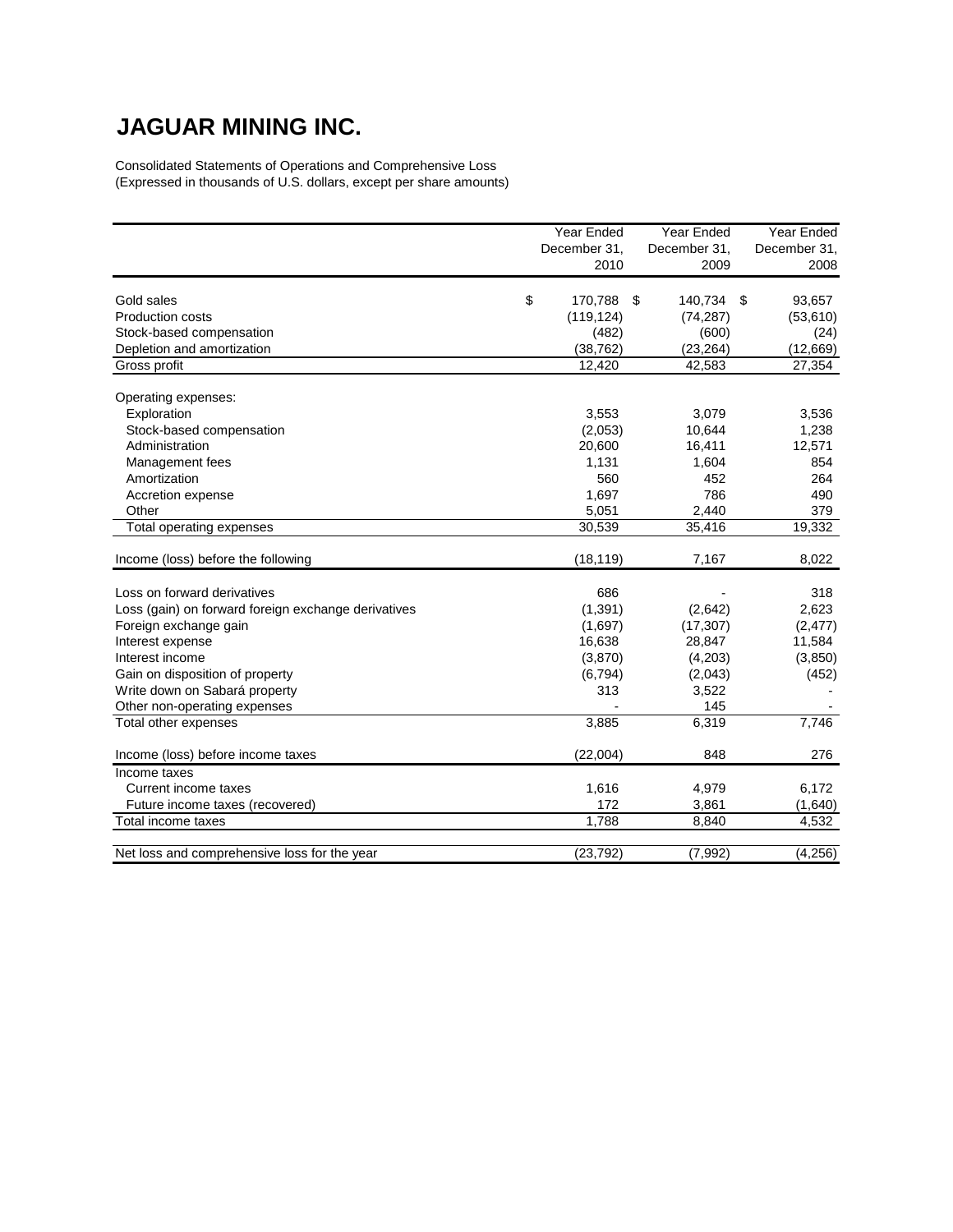# JAGUAR MINING INC.

Consolidated Statements of Operations and Comprehensive Loss
(Expressed in thousands of U.S. dollars, except per share amounts)

| | Year Ended December 31, 2010 | Year Ended December 31, 2009 | Year Ended December 31, 2008 |
|---|---|---|---|
| Gold sales | $ 170,788 | $ 140,734 | $ 93,657 |
| Production costs | (119,124) | (74,287) | (53,610) |
| Stock-based compensation | (482) | (600) | (24) |
| Depletion and amortization | (38,762) | (23,264) | (12,669) |
| Gross profit | 12,420 | 42,583 | 27,354 |
| | | | |
| Operating expenses: | | | |
| Exploration | 3,553 | 3,079 | 3,536 |
| Stock-based compensation | (2,053) | 10,644 | 1,238 |
| Administration | 20,600 | 16,411 | 12,571 |
| Management fees | 1,131 | 1,604 | 854 |
| Amortization | 560 | 452 | 264 |
| Accretion expense | 1,697 | 786 | 490 |
| Other | 5,051 | 2,440 | 379 |
| Total operating expenses | 30,539 | 35,416 | 19,332 |
| | | | |
| Income (loss) before the following | (18,119) | 7,167 | 8,022 |
| | | | |
| Loss on forward derivatives | 686 | - | 318 |
| Loss (gain) on forward foreign exchange derivatives | (1,391) | (2,642) | 2,623 |
| Foreign exchange gain | (1,697) | (17,307) | (2,477) |
| Interest expense | 16,638 | 28,847 | 11,584 |
| Interest income | (3,870) | (4,203) | (3,850) |
| Gain on disposition of property | (6,794) | (2,043) | (452) |
| Write down on Sabará property | 313 | 3,522 | - |
| Other non-operating expenses | - | 145 | - |
| Total other expenses | 3,885 | 6,319 | 7,746 |
| | | | |
| Income (loss) before income taxes | (22,004) | 848 | 276 |
| Income taxes | | | |
| Current income taxes | 1,616 | 4,979 | 6,172 |
| Future income taxes (recovered) | 172 | 3,861 | (1,640) |
| Total income taxes | 1,788 | 8,840 | 4,532 |
| | | | |
| Net loss and comprehensive loss for the year | (23,792) | (7,992) | (4,256) |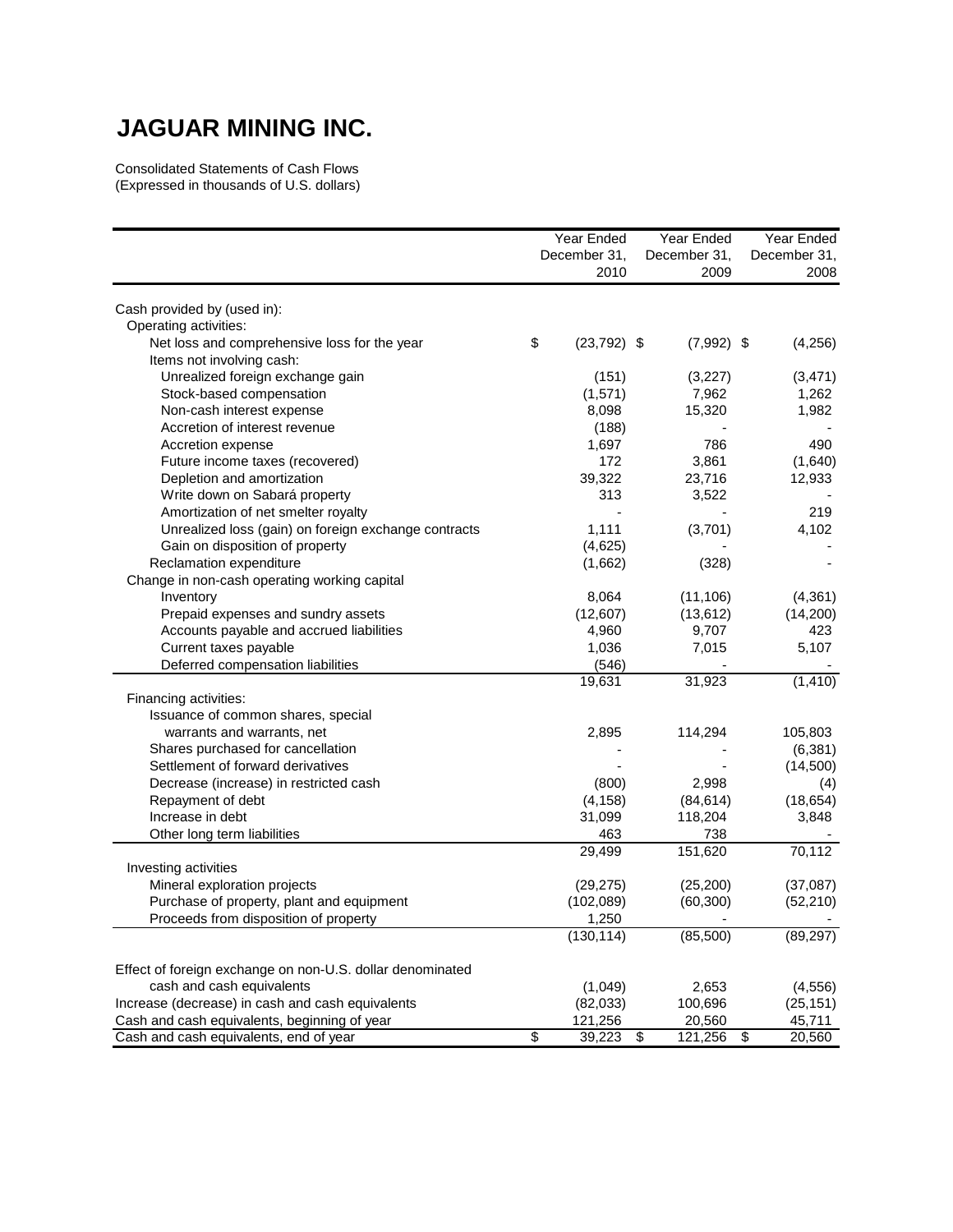# JAGUAR MINING INC.

Consolidated Statements of Cash Flows
(Expressed in thousands of U.S. dollars)

| | Year Ended December 31, 2010 | Year Ended December 31, 2009 | Year Ended December 31, 2008 |
|---|---|---|---|
| Cash provided by (used in): | | | |
| Operating activities: | | | |
| Net loss and comprehensive loss for the year | $ (23,792) | $ (7,992) | $ (4,256) |
| Items not involving cash: | | | |
| Unrealized foreign exchange gain | (151) | (3,227) | (3,471) |
| Stock-based compensation | (1,571) | 7,962 | 1,262 |
| Non-cash interest expense | 8,098 | 15,320 | 1,982 |
| Accretion of interest revenue | (188) | - | - |
| Accretion expense | 1,697 | 786 | 490 |
| Future income taxes (recovered) | 172 | 3,861 | (1,640) |
| Depletion and amortization | 39,322 | 23,716 | 12,933 |
| Write down on Sabará property | 313 | 3,522 | - |
| Amortization of net smelter royalty | - | - | 219 |
| Unrealized loss (gain) on foreign exchange contracts | 1,111 | (3,701) | 4,102 |
| Gain on disposition of property | (4,625) | - | - |
| Reclamation expenditure | (1,662) | (328) | - |
| Change in non-cash operating working capital | | | |
| Inventory | 8,064 | (11,106) | (4,361) |
| Prepaid expenses and sundry assets | (12,607) | (13,612) | (14,200) |
| Accounts payable and accrued liabilities | 4,960 | 9,707 | 423 |
| Current taxes payable | 1,036 | 7,015 | 5,107 |
| Deferred compensation liabilities | (546) | - | - |
| | 19,631 | 31,923 | (1,410) |
| Financing activities: | | | |
| Issuance of common shares, special warrants and warrants, net | 2,895 | 114,294 | 105,803 |
| Shares purchased for cancellation | - | - | (6,381) |
| Settlement of forward derivatives | - | - | (14,500) |
| Decrease (increase) in restricted cash | (800) | 2,998 | (4) |
| Repayment of debt | (4,158) | (84,614) | (18,654) |
| Increase in debt | 31,099 | 118,204 | 3,848 |
| Other long term liabilities | 463 | 738 | - |
| | 29,499 | 151,620 | 70,112 |
| Investing activities | | | |
| Mineral exploration projects | (29,275) | (25,200) | (37,087) |
| Purchase of property, plant and equipment | (102,089) | (60,300) | (52,210) |
| Proceeds from disposition of property | 1,250 | - | - |
| | (130,114) | (85,500) | (89,297) |
| Effect of foreign exchange on non-U.S. dollar denominated cash and cash equivalents | (1,049) | 2,653 | (4,556) |
| Increase (decrease) in cash and cash equivalents | (82,033) | 100,696 | (25,151) |
| Cash and cash equivalents, beginning of year | 121,256 | 20,560 | 45,711 |
| Cash and cash equivalents, end of year | $ 39,223 | $ 121,256 | $ 20,560 |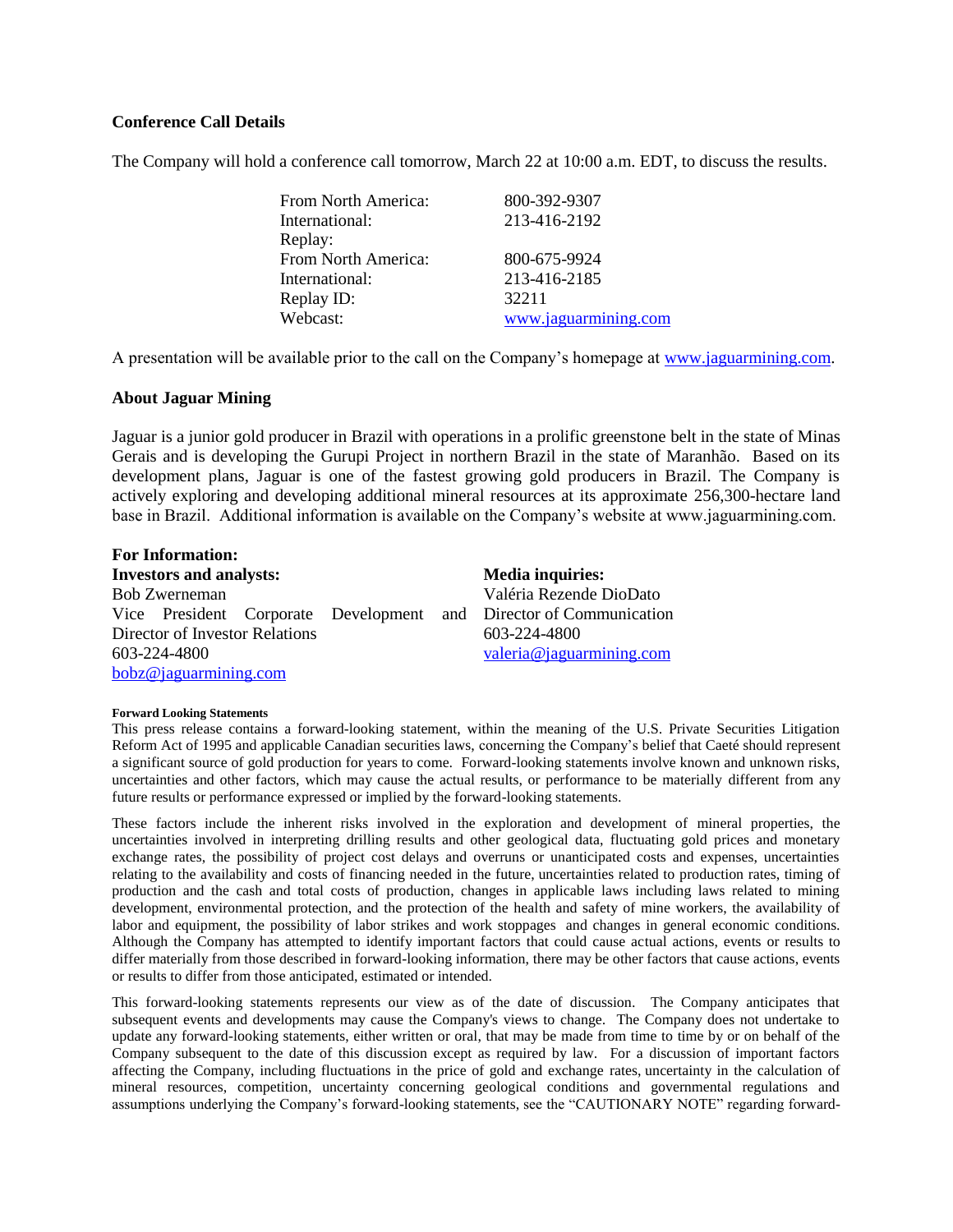### Conference Call Details

The Company will hold a conference call tomorrow, March 22 at 10:00 a.m. EDT, to discuss the results.

| | |
|---|---|
| From North America: | 800-392-9307 |
| International: | 213-416-2192 |
| Replay: | |
| From North America: | 800-675-9924 |
| International: | 213-416-2185 |
| Replay ID: | 32211 |
| Webcast: | www.jaguarmining.com |

A presentation will be available prior to the call on the Company's homepage at www.jaguarmining.com.

### About Jaguar Mining

Jaguar is a junior gold producer in Brazil with operations in a prolific greenstone belt in the state of Minas Gerais and is developing the Gurupi Project in northern Brazil in the state of Maranhão. Based on its development plans, Jaguar is one of the fastest growing gold producers in Brazil. The Company is actively exploring and developing additional mineral resources at its approximate 256,300-hectare land base in Brazil. Additional information is available on the Company's website at www.jaguarmining.com.

**For Information:**

**Investors and analysts:**
Bob Zwerneman
Vice President Corporate Development and Director of Investor Relations
603-224-4800
bobz@jaguarmining.com

**Media inquiries:**
Valéria Rezende DioDato
Director of Communication
603-224-4800
valeria@jaguarmining.com

**Forward Looking Statements**

This press release contains a forward-looking statement, within the meaning of the U.S. Private Securities Litigation Reform Act of 1995 and applicable Canadian securities laws, concerning the Company's belief that Caeté should represent a significant source of gold production for years to come. Forward-looking statements involve known and unknown risks, uncertainties and other factors, which may cause the actual results, or performance to be materially different from any future results or performance expressed or implied by the forward-looking statements.

These factors include the inherent risks involved in the exploration and development of mineral properties, the uncertainties involved in interpreting drilling results and other geological data, fluctuating gold prices and monetary exchange rates, the possibility of project cost delays and overruns or unanticipated costs and expenses, uncertainties relating to the availability and costs of financing needed in the future, uncertainties related to production rates, timing of production and the cash and total costs of production, changes in applicable laws including laws related to mining development, environmental protection, and the protection of the health and safety of mine workers, the availability of labor and equipment, the possibility of labor strikes and work stoppages and changes in general economic conditions. Although the Company has attempted to identify important factors that could cause actual actions, events or results to differ materially from those described in forward-looking information, there may be other factors that cause actions, events or results to differ from those anticipated, estimated or intended.

This forward-looking statements represents our view as of the date of discussion. The Company anticipates that subsequent events and developments may cause the Company's views to change. The Company does not undertake to update any forward-looking statements, either written or oral, that may be made from time to time by or on behalf of the Company subsequent to the date of this discussion except as required by law. For a discussion of important factors affecting the Company, including fluctuations in the price of gold and exchange rates, uncertainty in the calculation of mineral resources, competition, uncertainty concerning geological conditions and governmental regulations and assumptions underlying the Company's forward-looking statements, see the "CAUTIONARY NOTE" regarding forward-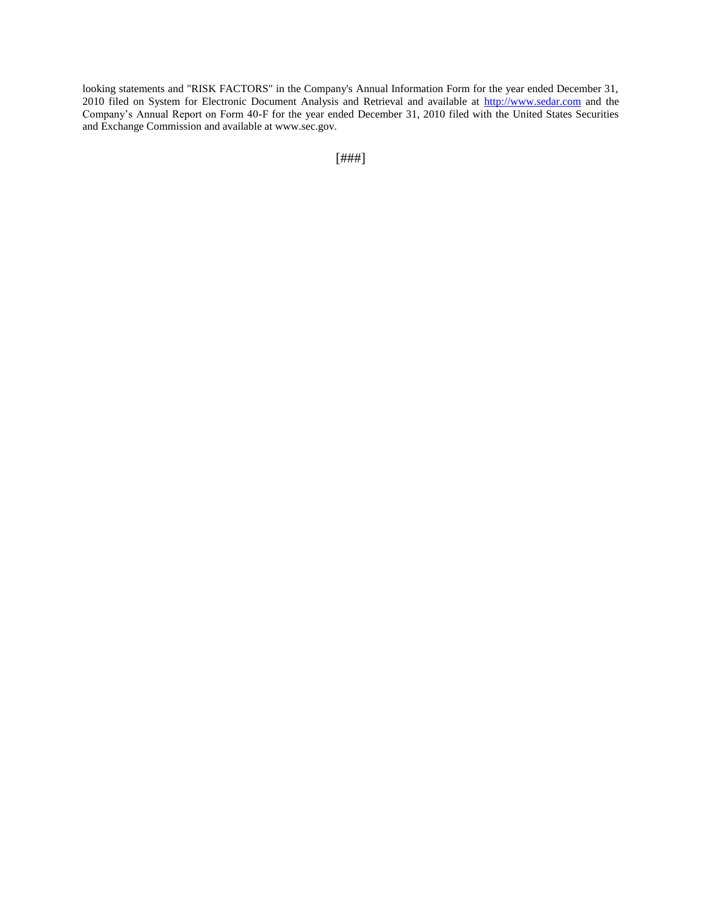looking statements and "RISK FACTORS" in the Company's Annual Information Form for the year ended December 31, 2010 filed on System for Electronic Document Analysis and Retrieval and available at http://www.sedar.com and the Company's Annual Report on Form 40-F for the year ended December 31, 2010 filed with the United States Securities and Exchange Commission and available at www.sec.gov.

[###]